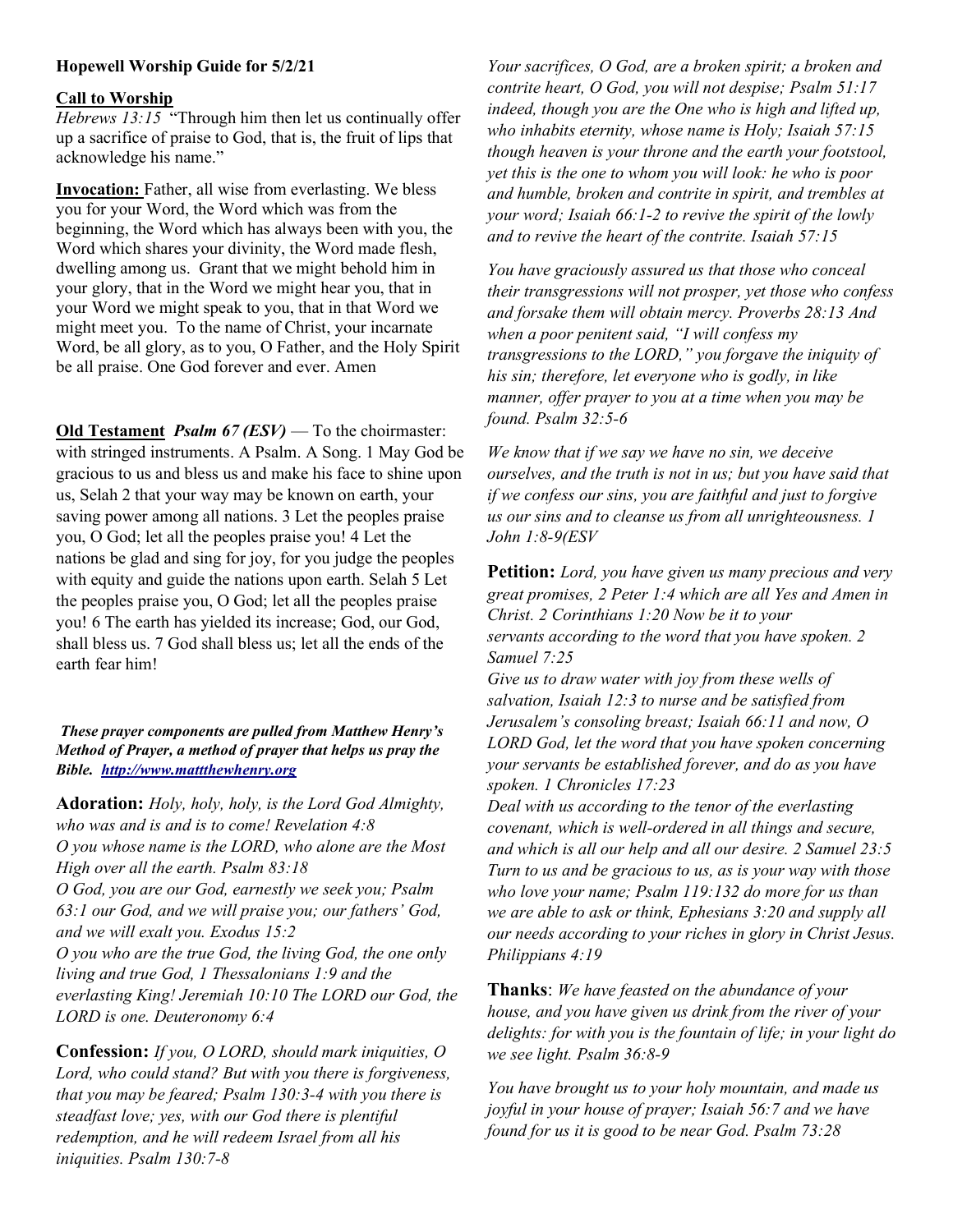**Hopewell Worship Guide for 5/2/21**

**Call to Worship**

*Hebrews 13:15* "Through him then let us continually offer up a sacrifice of praise to God, that is, the fruit of lips that acknowledge his name."

**Invocation:** Father, all wise from everlasting. We bless you for your Word, the Word which was from the beginning, the Word which has always been with you, the Word which shares your divinity, the Word made flesh, dwelling among us. Grant that we might behold him in your glory, that in the Word we might hear you, that in your Word we might speak to you, that in that Word we might meet you. To the name of Christ, your incarnate Word, be all glory, as to you, O Father, and the Holy Spirit be all praise. One God forever and ever. Amen

**Old Testament** ***Psalm 67 (ESV)*** — To the choirmaster: with stringed instruments. A Psalm. A Song. 1 May God be gracious to us and bless us and make his face to shine upon us, Selah 2 that your way may be known on earth, your saving power among all nations. 3 Let the peoples praise you, O God; let all the peoples praise you! 4 Let the nations be glad and sing for joy, for you judge the peoples with equity and guide the nations upon earth. Selah 5 Let the peoples praise you, O God; let all the peoples praise you! 6 The earth has yielded its increase; God, our God, shall bless us. 7 God shall bless us; let all the ends of the earth fear him!

***These prayer components are pulled from Matthew Henry's Method of Prayer, a method of prayer that helps us pray the Bible. http://www.mattthewhenry.org***

**Adoration:** *Holy, holy, holy, is the Lord God Almighty, who was and is and is to come! Revelation 4:8*
*O you whose name is the LORD, who alone are the Most High over all the earth. Psalm 83:18*
*O God, you are our God, earnestly we seek you; Psalm 63:1 our God, and we will praise you; our fathers' God, and we will exalt you. Exodus 15:2*
*O you who are the true God, the living God, the one only living and true God, 1 Thessalonians 1:9 and the everlasting King! Jeremiah 10:10 The LORD our God, the LORD is one. Deuteronomy 6:4*

**Confession:** *If you, O LORD, should mark iniquities, O Lord, who could stand? But with you there is forgiveness, that you may be feared; Psalm 130:3-4 with you there is steadfast love; yes, with our God there is plentiful redemption, and he will redeem Israel from all his iniquities. Psalm 130:7-8*

*Your sacrifices, O God, are a broken spirit; a broken and contrite heart, O God, you will not despise; Psalm 51:17 indeed, though you are the One who is high and lifted up, who inhabits eternity, whose name is Holy; Isaiah 57:15 though heaven is your throne and the earth your footstool, yet this is the one to whom you will look: he who is poor and humble, broken and contrite in spirit, and trembles at your word; Isaiah 66:1-2 to revive the spirit of the lowly and to revive the heart of the contrite. Isaiah 57:15*

*You have graciously assured us that those who conceal their transgressions will not prosper, yet those who confess and forsake them will obtain mercy. Proverbs 28:13 And when a poor penitent said, "I will confess my transgressions to the LORD," you forgave the iniquity of his sin; therefore, let everyone who is godly, in like manner, offer prayer to you at a time when you may be found. Psalm 32:5-6*

*We know that if we say we have no sin, we deceive ourselves, and the truth is not in us; but you have said that if we confess our sins, you are faithful and just to forgive us our sins and to cleanse us from all unrighteousness. 1 John 1:8-9(ESV*

**Petition:** *Lord, you have given us many precious and very great promises, 2 Peter 1:4 which are all Yes and Amen in Christ. 2 Corinthians 1:20 Now be it to your servants according to the word that you have spoken. 2 Samuel 7:25*
*Give us to draw water with joy from these wells of salvation, Isaiah 12:3 to nurse and be satisfied from Jerusalem's consoling breast; Isaiah 66:11 and now, O LORD God, let the word that you have spoken concerning your servants be established forever, and do as you have spoken. 1 Chronicles 17:23*
*Deal with us according to the tenor of the everlasting covenant, which is well-ordered in all things and secure, and which is all our help and all our desire. 2 Samuel 23:5 Turn to us and be gracious to us, as is your way with those who love your name; Psalm 119:132 do more for us than we are able to ask or think, Ephesians 3:20 and supply all our needs according to your riches in glory in Christ Jesus. Philippians 4:19*

**Thanks**: *We have feasted on the abundance of your house, and you have given us drink from the river of your delights: for with you is the fountain of life; in your light do we see light. Psalm 36:8-9*

*You have brought us to your holy mountain, and made us joyful in your house of prayer; Isaiah 56:7 and we have found for us it is good to be near God. Psalm 73:28*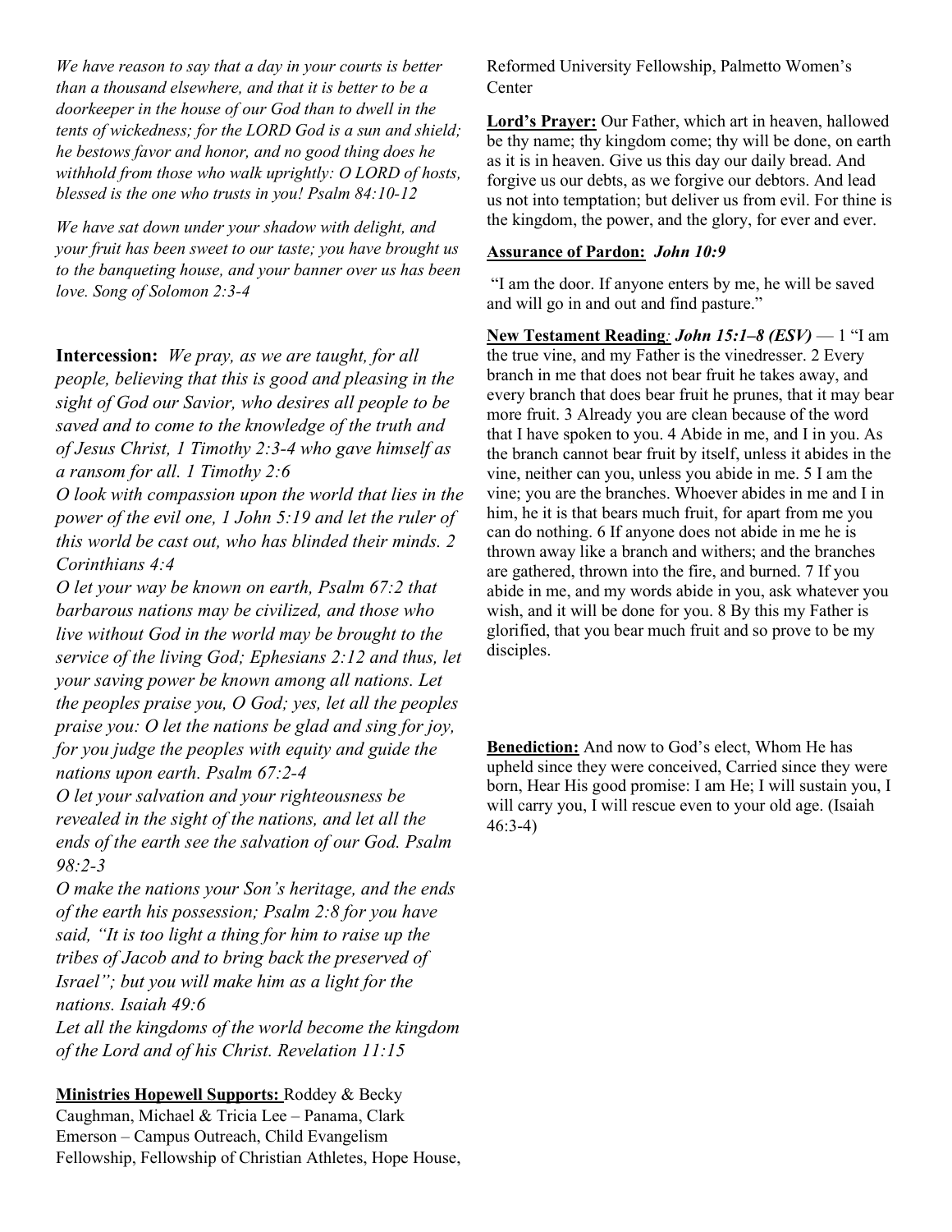*We have reason to say that a day in your courts is better than a thousand elsewhere, and that it is better to be a doorkeeper in the house of our God than to dwell in the tents of wickedness; for the LORD God is a sun and shield; he bestows favor and honor, and no good thing does he withhold from those who walk uprightly: O LORD of hosts, blessed is the one who trusts in you! Psalm 84:10-12*

*We have sat down under your shadow with delight, and your fruit has been sweet to our taste; you have brought us to the banqueting house, and your banner over us has been love. Song of Solomon 2:3-4*

**Intercession:** *We pray, as we are taught, for all people, believing that this is good and pleasing in the sight of God our Savior, who desires all people to be saved and to come to the knowledge of the truth and of Jesus Christ, 1 Timothy 2:3-4 who gave himself as a ransom for all. 1 Timothy 2:6*

*O look with compassion upon the world that lies in the power of the evil one, 1 John 5:19 and let the ruler of this world be cast out, who has blinded their minds. 2 Corinthians 4:4*

*O let your way be known on earth, Psalm 67:2 that barbarous nations may be civilized, and those who live without God in the world may be brought to the service of the living God; Ephesians 2:12 and thus, let your saving power be known among all nations. Let the peoples praise you, O God; yes, let all the peoples praise you: O let the nations be glad and sing for joy, for you judge the peoples with equity and guide the nations upon earth. Psalm 67:2-4*

*O let your salvation and your righteousness be revealed in the sight of the nations, and let all the ends of the earth see the salvation of our God. Psalm 98:2-3*

*O make the nations your Son's heritage, and the ends of the earth his possession; Psalm 2:8 for you have said, "It is too light a thing for him to raise up the tribes of Jacob and to bring back the preserved of Israel"; but you will make him as a light for the nations. Isaiah 49:6*

*Let all the kingdoms of the world become the kingdom of the Lord and of his Christ. Revelation 11:15*

**Ministries Hopewell Supports:** Roddey & Becky Caughman, Michael & Tricia Lee – Panama, Clark Emerson – Campus Outreach, Child Evangelism Fellowship, Fellowship of Christian Athletes, Hope House, Reformed University Fellowship, Palmetto Women's Center

**Lord's Prayer:** Our Father, which art in heaven, hallowed be thy name; thy kingdom come; thy will be done, on earth as it is in heaven. Give us this day our daily bread. And forgive us our debts, as we forgive our debtors. And lead us not into temptation; but deliver us from evil. For thine is the kingdom, the power, and the glory, for ever and ever.

**Assurance of Pardon:** ***John 10:9***

"I am the door. If anyone enters by me, he will be saved and will go in and out and find pasture."

**New Testament Reading***:* ***John 15:1–8 (ESV)*** — 1 "I am the true vine, and my Father is the vinedresser. 2 Every branch in me that does not bear fruit he takes away, and every branch that does bear fruit he prunes, that it may bear more fruit. 3 Already you are clean because of the word that I have spoken to you. 4 Abide in me, and I in you. As the branch cannot bear fruit by itself, unless it abides in the vine, neither can you, unless you abide in me. 5 I am the vine; you are the branches. Whoever abides in me and I in him, he it is that bears much fruit, for apart from me you can do nothing. 6 If anyone does not abide in me he is thrown away like a branch and withers; and the branches are gathered, thrown into the fire, and burned. 7 If you abide in me, and my words abide in you, ask whatever you wish, and it will be done for you. 8 By this my Father is glorified, that you bear much fruit and so prove to be my disciples.

**Benediction:** And now to God's elect, Whom He has upheld since they were conceived, Carried since they were born, Hear His good promise: I am He; I will sustain you, I will carry you, I will rescue even to your old age. (Isaiah 46:3-4)